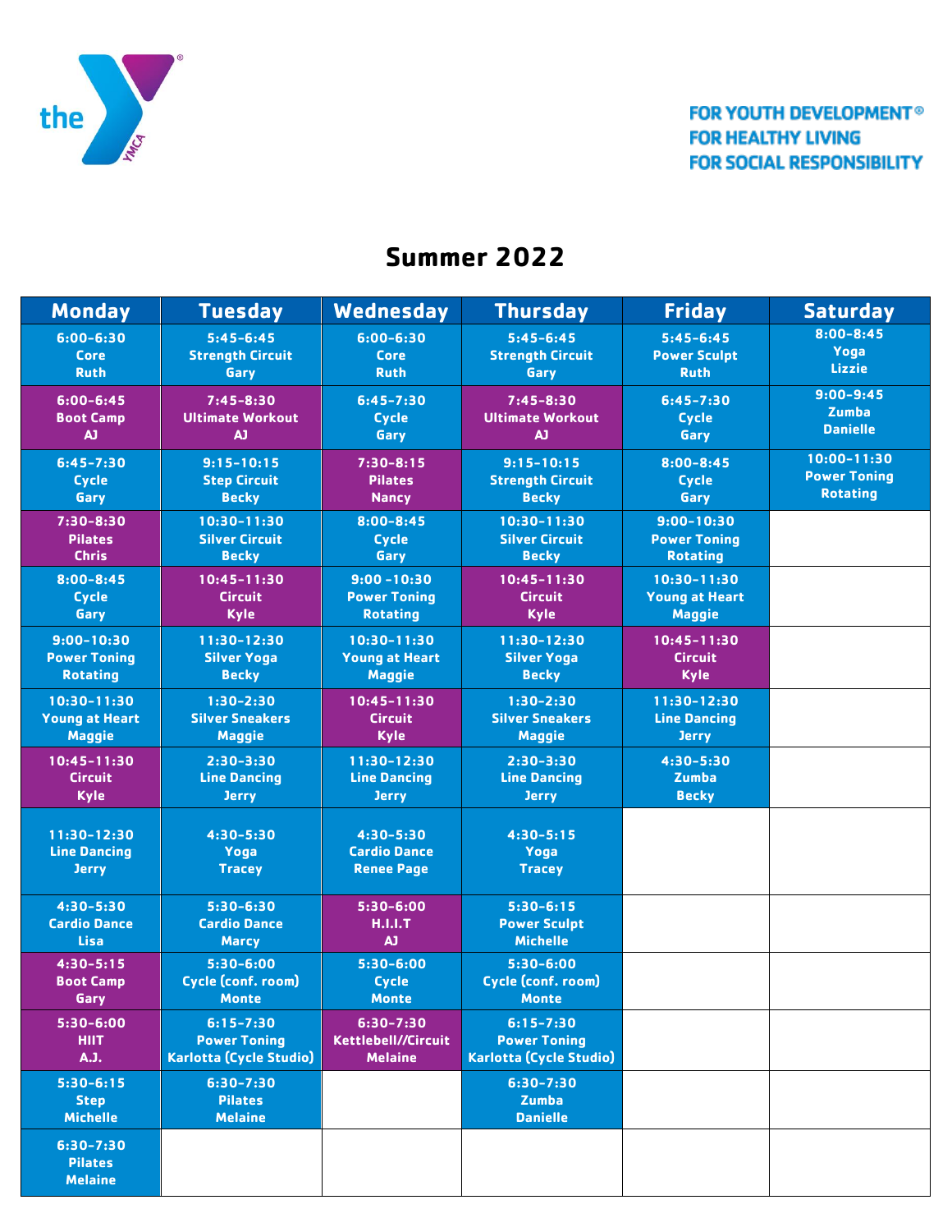the YMCA

FOR YOUTH DEVELOPMENT®
FOR HEALTHY LIVING
FOR SOCIAL RESPONSIBILITY

# Summer 2022

| Monday | Tuesday | Wednesday | Thursday | Friday | Saturday |
|---|---|---|---|---|---|
| 6:00-6:30 Core Ruth | 5:45-6:45 Strength Circuit Gary | 6:00-6:30 Core Ruth | 5:45-6:45 Strength Circuit Gary | 5:45-6:45 Power Sculpt Ruth | 8:00-8:45 Yoga Lizzie |
| 6:00-6:45 Boot Camp AJ | 7:45-8:30 Ultimate Workout AJ | 6:45-7:30 Cycle Gary | 7:45-8:30 Ultimate Workout AJ | 6:45-7:30 Cycle Gary | 9:00-9:45 Zumba Danielle |
| 6:45-7:30 Cycle Gary | 9:15-10:15 Step Circuit Becky | 7:30-8:15 Pilates Nancy | 9:15-10:15 Strength Circuit Becky | 8:00-8:45 Cycle Gary | 10:00-11:30 Power Toning Rotating |
| 7:30-8:30 Pilates Chris | 10:30-11:30 Silver Circuit Becky | 8:00-8:45 Cycle Gary | 10:30-11:30 Silver Circuit Becky | 9:00-10:30 Power Toning Rotating | |
| 8:00-8:45 Cycle Gary | 10:45-11:30 Circuit Kyle | 9:00 -10:30 Power Toning Rotating | 10:45-11:30 Circuit Kyle | 10:30-11:30 Young at Heart Maggie | |
| 9:00-10:30 Power Toning Rotating | 11:30-12:30 Silver Yoga Becky | 10:30-11:30 Young at Heart Maggie | 11:30-12:30 Silver Yoga Becky | 10:45-11:30 Circuit Kyle | |
| 10:30-11:30 Young at Heart Maggie | 1:30-2:30 Silver Sneakers Maggie | 10:45-11:30 Circuit Kyle | 1:30-2:30 Silver Sneakers Maggie | 11:30-12:30 Line Dancing Jerry | |
| 10:45-11:30 Circuit Kyle | 2:30-3:30 Line Dancing Jerry | 11:30-12:30 Line Dancing Jerry | 2:30-3:30 Line Dancing Jerry | 4:30-5:30 Zumba Becky | |
| 11:30-12:30 Line Dancing Jerry | 4:30-5:30 Yoga Tracey | 4:30-5:30 Cardio Dance Renee Page | 4:30-5:15 Yoga Tracey | | |
| 4:30-5:30 Cardio Dance Lisa | 5:30-6:30 Cardio Dance Marcy | 5:30-6:00 H.I.I.T AJ | 5:30-6:15 Power Sculpt Michelle | | |
| 4:30-5:15 Boot Camp Gary | 5:30-6:00 Cycle (conf. room) Monte | 5:30-6:00 Cycle Monte | 5:30-6:00 Cycle (conf. room) Monte | | |
| 5:30-6:00 HIIT A.J. | 6:15-7:30 Power Toning Karlotta (Cycle Studio) | 6:30-7:30 Kettlebell//Circuit Melaine | 6:15-7:30 Power Toning Karlotta (Cycle Studio) | | |
| 5:30-6:15 Step Michelle | 6:30-7:30 Pilates Melaine | | 6:30-7:30 Zumba Danielle | | |
| 6:30-7:30 Pilates Melaine | | | | | |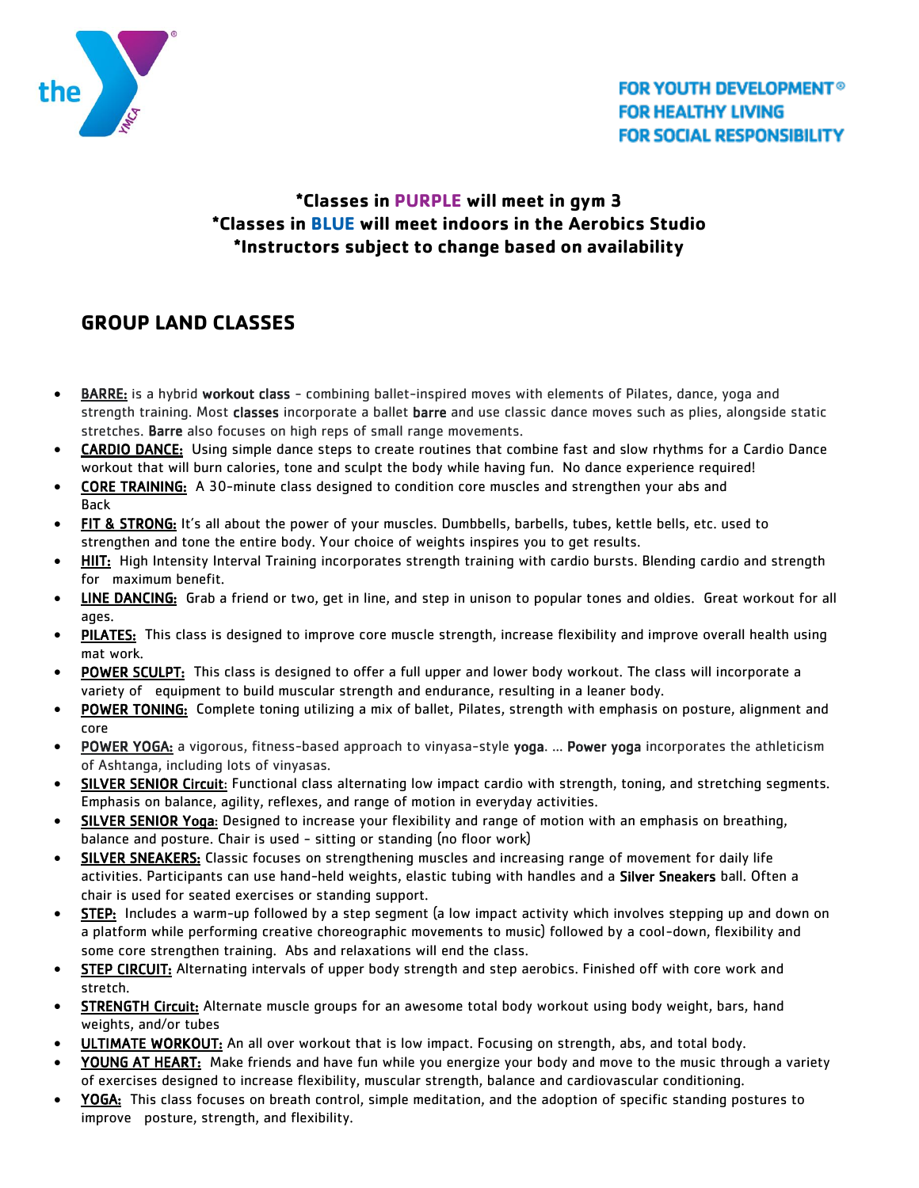FOR YOUTH DEVELOPMENT®
FOR HEALTHY LIVING
FOR SOCIAL RESPONSIBILITY

**\*Classes in PURPLE will meet in gym 3**
**\*Classes in BLUE will meet indoors in the Aerobics Studio**
**\*Instructors subject to change based on availability**

## GROUP LAND CLASSES

- BARRE: is a hybrid **workout class** - combining ballet-inspired moves with elements of Pilates, dance, yoga and strength training. Most **classes** incorporate a ballet **barre** and use classic dance moves such as plies, alongside static stretches. **Barre** also focuses on high reps of small range movements.
- CARDIO DANCE: Using simple dance steps to create routines that combine fast and slow rhythms for a Cardio Dance workout that will burn calories, tone and sculpt the body while having fun. No dance experience required!
- CORE TRAINING: A 30-minute class designed to condition core muscles and strengthen your abs and Back
- FIT & STRONG: It's all about the power of your muscles. Dumbbells, barbells, tubes, kettle bells, etc. used to strengthen and tone the entire body. Your choice of weights inspires you to get results.
- HIIT: High Intensity Interval Training incorporates strength training with cardio bursts. Blending cardio and strength for maximum benefit.
- LINE DANCING: Grab a friend or two, get in line, and step in unison to popular tones and oldies. Great workout for all ages.
- PILATES: This class is designed to improve core muscle strength, increase flexibility and improve overall health using mat work.
- POWER SCULPT: This class is designed to offer a full upper and lower body workout. The class will incorporate a variety of equipment to build muscular strength and endurance, resulting in a leaner body.
- POWER TONING: Complete toning utilizing a mix of ballet, Pilates, strength with emphasis on posture, alignment and core
- POWER YOGA: a vigorous, fitness-based approach to vinyasa-style **yoga**. ... **Power yoga** incorporates the athleticism of Ashtanga, including lots of vinyasas.
- SILVER SENIOR Circuit: Functional class alternating low impact cardio with strength, toning, and stretching segments. Emphasis on balance, agility, reflexes, and range of motion in everyday activities.
- SILVER SENIOR Yoga: Designed to increase your flexibility and range of motion with an emphasis on breathing, balance and posture. Chair is used - sitting or standing (no floor work)
- SILVER SNEAKERS: Classic focuses on strengthening muscles and increasing range of movement for daily life activities. Participants can use hand-held weights, elastic tubing with handles and a **Silver Sneakers** ball. Often a chair is used for seated exercises or standing support.
- STEP: Includes a warm-up followed by a step segment (a low impact activity which involves stepping up and down on a platform while performing creative choreographic movements to music) followed by a cool-down, flexibility and some core strengthen training. Abs and relaxations will end the class.
- STEP CIRCUIT: Alternating intervals of upper body strength and step aerobics. Finished off with core work and stretch.
- STRENGTH Circuit: Alternate muscle groups for an awesome total body workout using body weight, bars, hand weights, and/or tubes
- ULTIMATE WORKOUT: An all over workout that is low impact. Focusing on strength, abs, and total body.
- YOUNG AT HEART: Make friends and have fun while you energize your body and move to the music through a variety of exercises designed to increase flexibility, muscular strength, balance and cardiovascular conditioning.
- YOGA: This class focuses on breath control, simple meditation, and the adoption of specific standing postures to improve posture, strength, and flexibility.